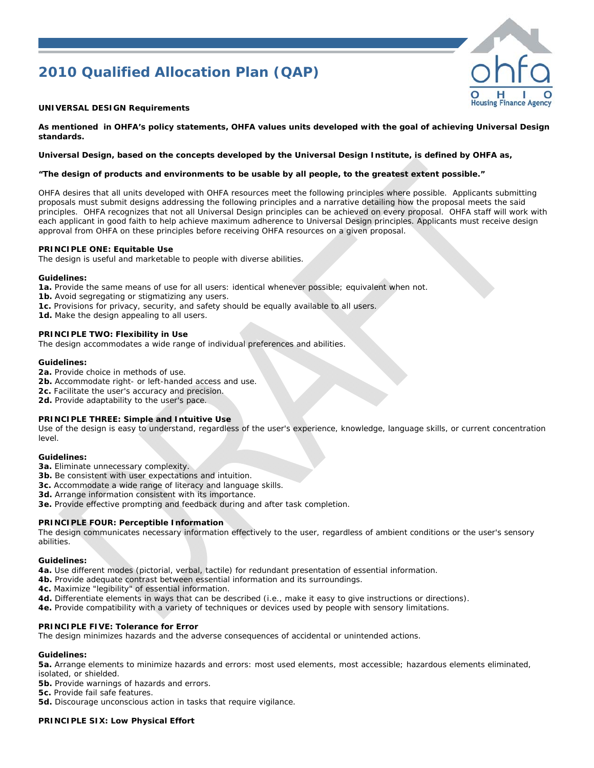# 2010 Qualified Allocation Plan (QAP)

**UNIVERSAL DESIGN Requirements**

**As mentioned in OHFA's policy statements, OHFA values units developed with the goal of achieving Universal Design standards.**

**Universal Design, based on the concepts developed by the Universal Design Institute, is defined by OHFA as,**

**"The design of products and environments to be usable by all people, to the greatest extent possible."**

OHFA desires that all units developed with OHFA resources meet the following principles where possible. Applicants submitting proposals must submit designs addressing the following principles and a narrative detailing how the proposal meets the said principles. OHFA recognizes that not all Universal Design principles can be achieved on every proposal. OHFA staff will work with each applicant in good faith to help achieve maximum adherence to Universal Design principles. Applicants must receive design approval from OHFA on these principles before receiving OHFA resources on a given proposal.

**PRINCIPLE ONE: Equitable Use**
The design is useful and marketable to people with diverse abilities.

**Guidelines:**
**1a.** Provide the same means of use for all users: identical whenever possible; equivalent when not.
**1b.** Avoid segregating or stigmatizing any users.
**1c.** Provisions for privacy, security, and safety should be equally available to all users.
**1d.** Make the design appealing to all users.

**PRINCIPLE TWO: Flexibility in Use**
The design accommodates a wide range of individual preferences and abilities.

**Guidelines:**
**2a.** Provide choice in methods of use.
**2b.** Accommodate right- or left-handed access and use.
**2c.** Facilitate the user's accuracy and precision.
**2d.** Provide adaptability to the user's pace.

**PRINCIPLE THREE: Simple and Intuitive Use**
Use of the design is easy to understand, regardless of the user's experience, knowledge, language skills, or current concentration level.

**Guidelines:**
**3a.** Eliminate unnecessary complexity.
**3b.** Be consistent with user expectations and intuition.
**3c.** Accommodate a wide range of literacy and language skills.
**3d.** Arrange information consistent with its importance.
**3e.** Provide effective prompting and feedback during and after task completion.

**PRINCIPLE FOUR: Perceptible Information**
The design communicates necessary information effectively to the user, regardless of ambient conditions or the user's sensory abilities.

**Guidelines:**
**4a.** Use different modes (pictorial, verbal, tactile) for redundant presentation of essential information.
**4b.** Provide adequate contrast between essential information and its surroundings.
**4c.** Maximize "legibility" of essential information.
**4d.** Differentiate elements in ways that can be described (i.e., make it easy to give instructions or directions).
**4e.** Provide compatibility with a variety of techniques or devices used by people with sensory limitations.

**PRINCIPLE FIVE: Tolerance for Error**
The design minimizes hazards and the adverse consequences of accidental or unintended actions.

**Guidelines:**
**5a.** Arrange elements to minimize hazards and errors: most used elements, most accessible; hazardous elements eliminated, isolated, or shielded.
**5b.** Provide warnings of hazards and errors.
**5c.** Provide fail safe features.
**5d.** Discourage unconscious action in tasks that require vigilance.

**PRINCIPLE SIX: Low Physical Effort**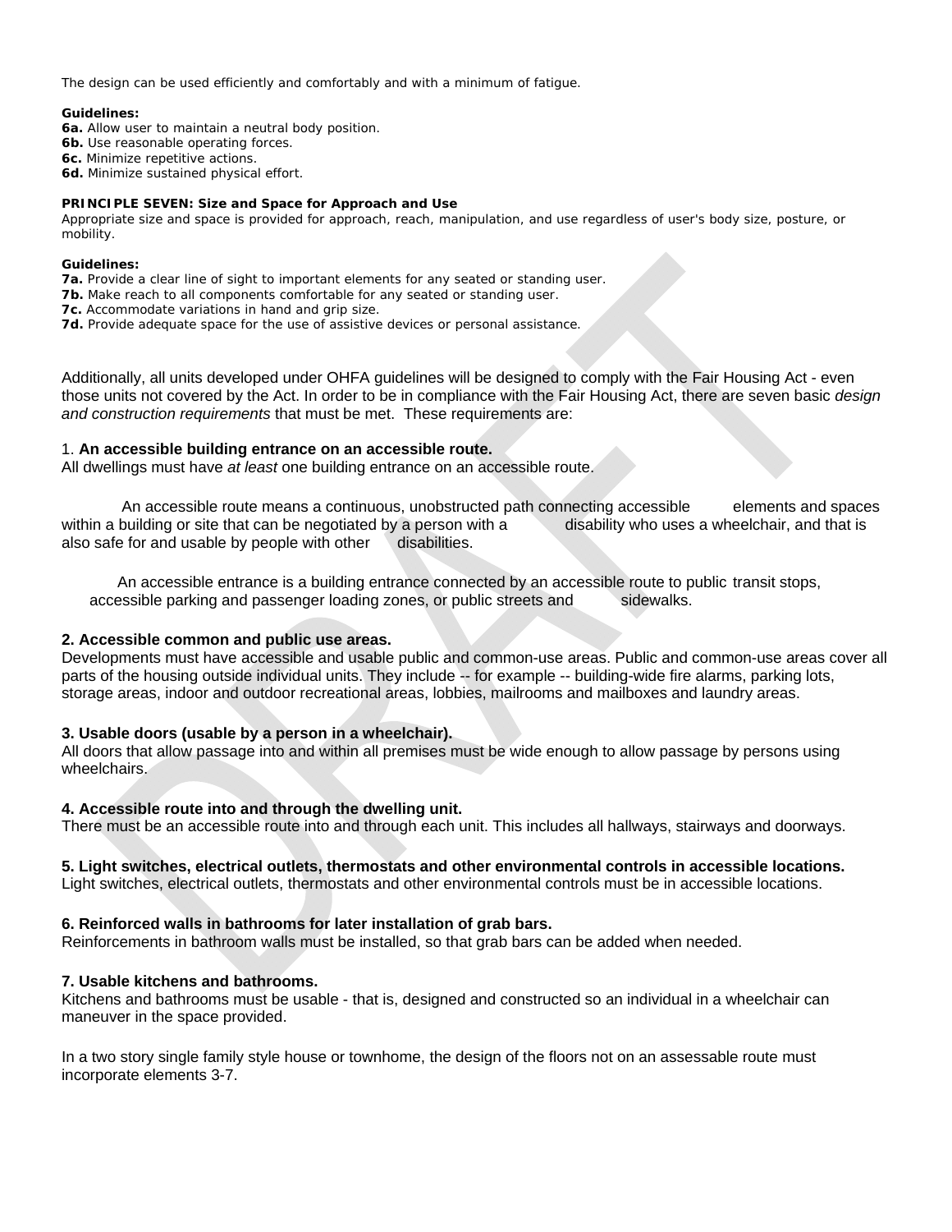The design can be used efficiently and comfortably and with a minimum of fatigue.

**Guidelines:**

**6a.** Allow user to maintain a neutral body position.
**6b.** Use reasonable operating forces.
**6c.** Minimize repetitive actions.
**6d.** Minimize sustained physical effort.

**PRINCIPLE SEVEN: Size and Space for Approach and Use**

Appropriate size and space is provided for approach, reach, manipulation, and use regardless of user's body size, posture, or mobility.

**Guidelines:**

**7a.** Provide a clear line of sight to important elements for any seated or standing user.
**7b.** Make reach to all components comfortable for any seated or standing user.
**7c.** Accommodate variations in hand and grip size.
**7d.** Provide adequate space for the use of assistive devices or personal assistance.

Additionally, all units developed under OHFA guidelines will be designed to comply with the Fair Housing Act - even those units not covered by the Act. In order to be in compliance with the Fair Housing Act, there are seven basic *design and construction requirements* that must be met. These requirements are:

1. **An accessible building entrance on an accessible route.**
All dwellings must have *at least* one building entrance on an accessible route.

An accessible route means a continuous, unobstructed path connecting accessible elements and spaces within a building or site that can be negotiated by a person with a disability who uses a wheelchair, and that is also safe for and usable by people with other disabilities.

An accessible entrance is a building entrance connected by an accessible route to public transit stops, accessible parking and passenger loading zones, or public streets and sidewalks.

**2. Accessible common and public use areas.**
Developments must have accessible and usable public and common-use areas. Public and common-use areas cover all parts of the housing outside individual units. They include -- for example -- building-wide fire alarms, parking lots, storage areas, indoor and outdoor recreational areas, lobbies, mailrooms and mailboxes and laundry areas.

**3. Usable doors (usable by a person in a wheelchair).**
All doors that allow passage into and within all premises must be wide enough to allow passage by persons using wheelchairs.

**4. Accessible route into and through the dwelling unit.**
There must be an accessible route into and through each unit. This includes all hallways, stairways and doorways.

**5. Light switches, electrical outlets, thermostats and other environmental controls in accessible locations.**
Light switches, electrical outlets, thermostats and other environmental controls must be in accessible locations.

**6. Reinforced walls in bathrooms for later installation of grab bars.**
Reinforcements in bathroom walls must be installed, so that grab bars can be added when needed.

**7. Usable kitchens and bathrooms.**
Kitchens and bathrooms must be usable - that is, designed and constructed so an individual in a wheelchair can maneuver in the space provided.

In a two story single family style house or townhome, the design of the floors not on an assessable route must incorporate elements 3-7.